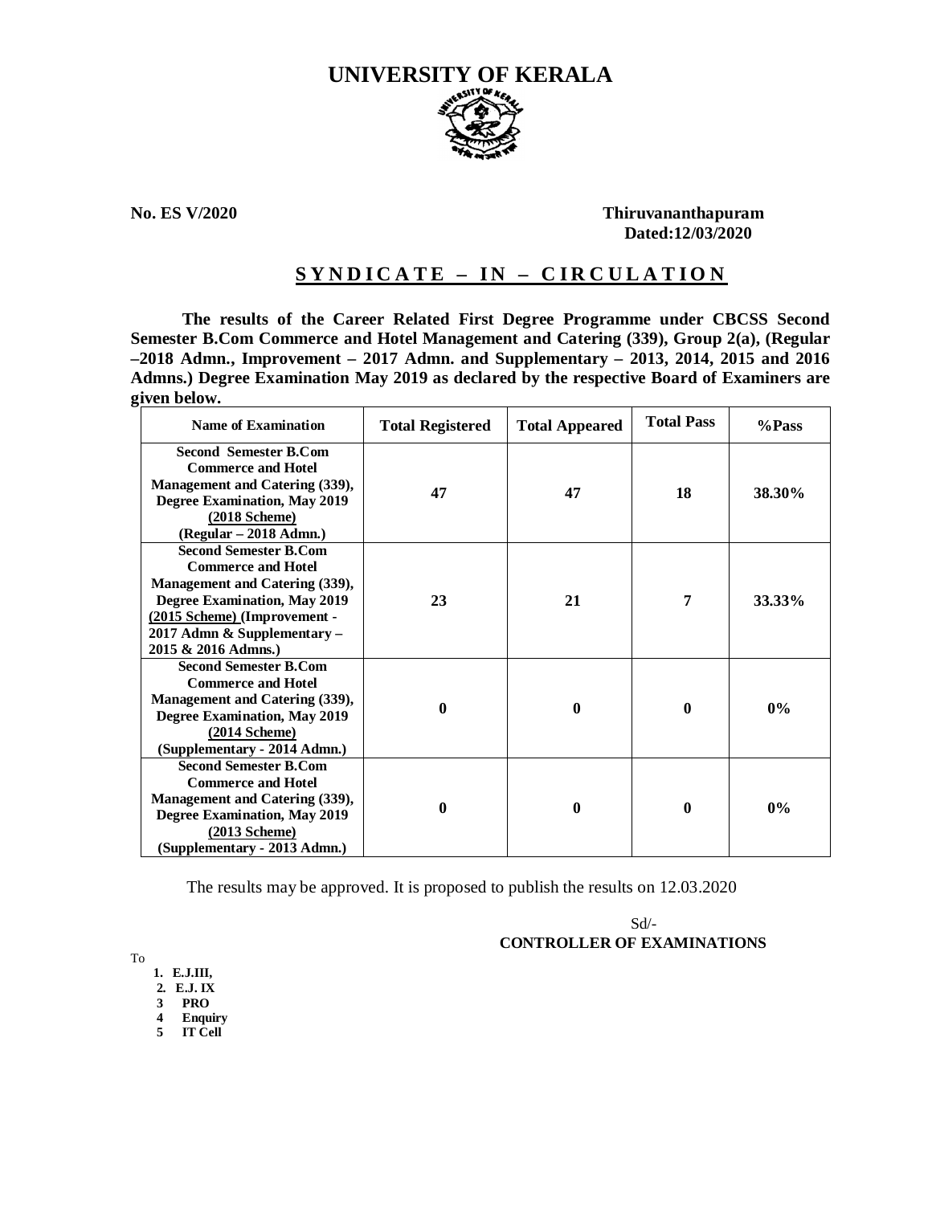# UNIVERSITY OF KERALA

**No. ES V/2020**

**Thiruvananthapuram**
**Dated:12/03/2020**

## S Y N D I C A T E – I N – C I R C U L A T I O N

**The results of the Career Related First Degree Programme under CBCSS Second Semester B.Com Commerce and Hotel Management and Catering (339), Group 2(a), (Regular –2018 Admn., Improvement – 2017 Admn. and Supplementary – 2013, 2014, 2015 and 2016 Admns.) Degree Examination May 2019 as declared by the respective Board of Examiners are given below.**

| Name of Examination | Total Registered | Total Appeared | Total Pass | %Pass |
|---|---|---|---|---|
| **Second Semester B.Com Commerce and Hotel Management and Catering (339), Degree Examination, May 2019 (2018 Scheme) (Regular – 2018 Admn.)** | **47** | **47** | **18** | **38.30%** |
| **Second Semester B.Com Commerce and Hotel Management and Catering (339), Degree Examination, May 2019 (2015 Scheme) (Improvement - 2017 Admn & Supplementary – 2015 & 2016 Admns.)** | **23** | **21** | **7** | **33.33%** |
| **Second Semester B.Com Commerce and Hotel Management and Catering (339), Degree Examination, May 2019 (2014 Scheme) (Supplementary - 2014 Admn.)** | **0** | **0** | **0** | **0%** |
| **Second Semester B.Com Commerce and Hotel Management and Catering (339), Degree Examination, May 2019 (2013 Scheme) (Supplementary - 2013 Admn.)** | **0** | **0** | **0** | **0%** |

The results may be approved. It is proposed to publish the results on 12.03.2020

Sd/-
**CONTROLLER OF EXAMINATIONS**

To

1. **E.J.III,**
2. **E.J. IX**
3. **PRO**
4. **Enquiry**
5. **IT Cell**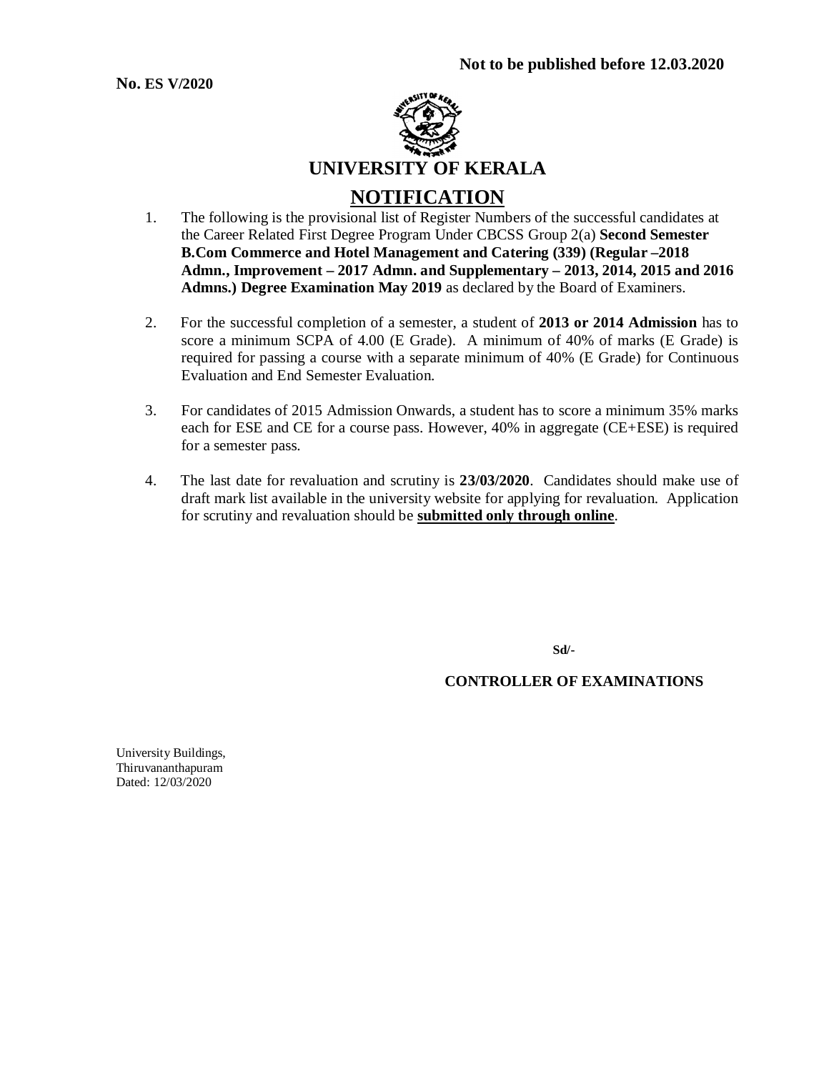**No. ES V/2020**

**Not to be published before 12.03.2020**

# UNIVERSITY OF KERALA

## NOTIFICATION

1. The following is the provisional list of Register Numbers of the successful candidates at the Career Related First Degree Program Under CBCSS Group 2(a) **Second Semester B.Com Commerce and Hotel Management and Catering (339) (Regular –2018 Admn., Improvement – 2017 Admn. and Supplementary – 2013, 2014, 2015 and 2016 Admns.) Degree Examination May 2019** as declared by the Board of Examiners.

2. For the successful completion of a semester, a student of **2013 or 2014 Admission** has to score a minimum SCPA of 4.00 (E Grade). A minimum of 40% of marks (E Grade) is required for passing a course with a separate minimum of 40% (E Grade) for Continuous Evaluation and End Semester Evaluation.

3. For candidates of 2015 Admission Onwards, a student has to score a minimum 35% marks each for ESE and CE for a course pass. However, 40% in aggregate (CE+ESE) is required for a semester pass.

4. The last date for revaluation and scrutiny is **23/03/2020**. Candidates should make use of draft mark list available in the university website for applying for revaluation. Application for scrutiny and revaluation should be **submitted only through online**.

**Sd/-**

**CONTROLLER OF EXAMINATIONS**

University Buildings,
Thiruvananthapuram
Dated: 12/03/2020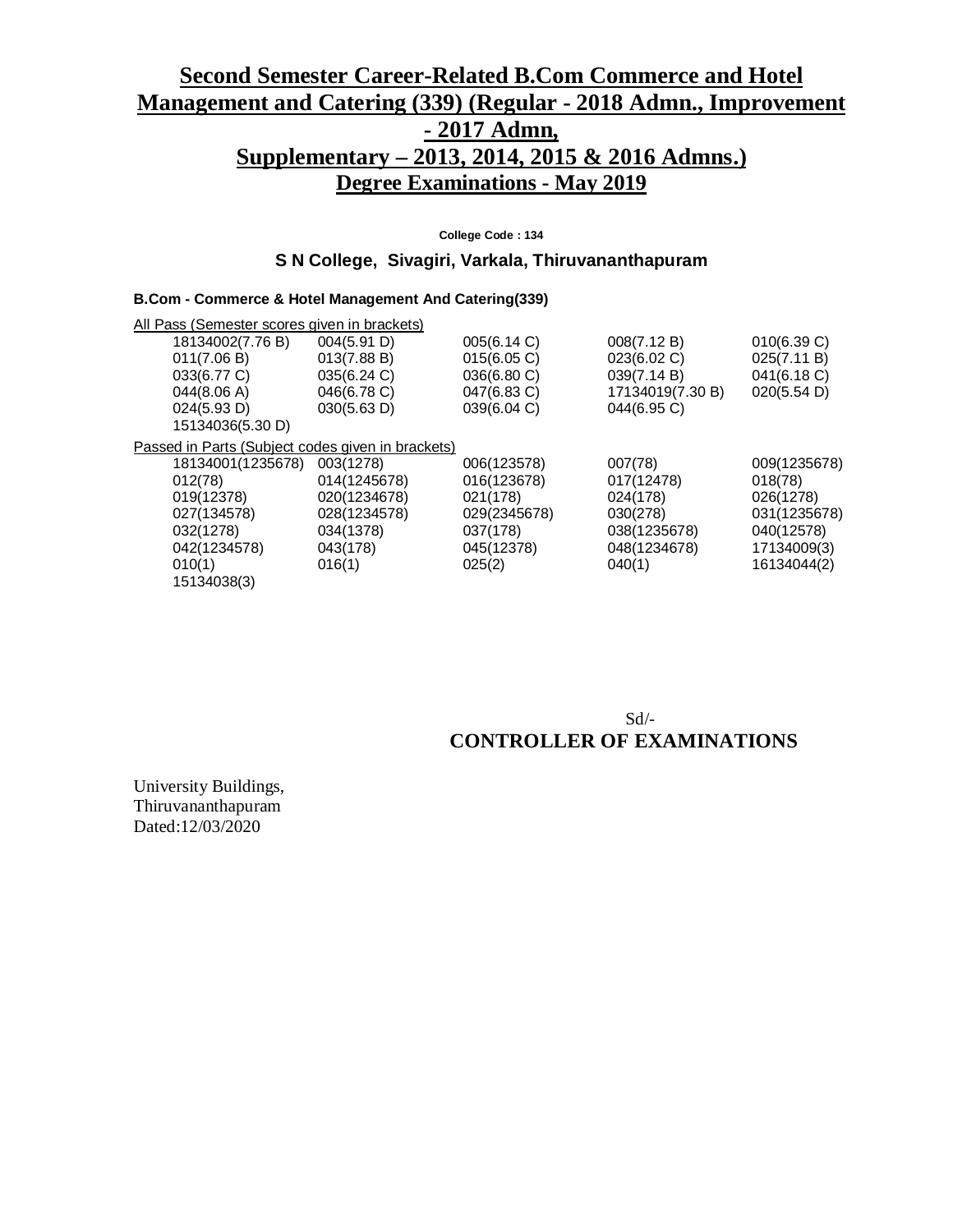# Second Semester Career-Related B.Com Commerce and Hotel Management and Catering (339) (Regular - 2018 Admn., Improvement - 2017 Admn, Supplementary – 2013, 2014, 2015 & 2016 Admns.) Degree Examinations - May 2019

**College Code : 134**

## S N College, Sivagiri, Varkala, Thiruvananthapuram

### B.Com - Commerce & Hotel Management And Catering(339)

All Pass (Semester scores given in brackets)

| | | | | |
|---|---|---|---|---|
| 18134002(7.76 B) | 004(5.91 D) | 005(6.14 C) | 008(7.12 B) | 010(6.39 C) |
| 011(7.06 B) | 013(7.88 B) | 015(6.05 C) | 023(6.02 C) | 025(7.11 B) |
| 033(6.77 C) | 035(6.24 C) | 036(6.80 C) | 039(7.14 B) | 041(6.18 C) |
| 044(8.06 A) | 046(6.78 C) | 047(6.83 C) | 17134019(7.30 B) | 020(5.54 D) |
| 024(5.93 D) | 030(5.63 D) | 039(6.04 C) | 044(6.95 C) | |
| 15134036(5.30 D) | | | | |

Passed in Parts (Subject codes given in brackets)

| | | | | |
|---|---|---|---|---|
| 18134001(1235678) | 003(1278) | 006(123578) | 007(78) | 009(1235678) |
| 012(78) | 014(1245678) | 016(123678) | 017(12478) | 018(78) |
| 019(12378) | 020(1234678) | 021(178) | 024(178) | 026(1278) |
| 027(134578) | 028(1234578) | 029(2345678) | 030(278) | 031(1235678) |
| 032(1278) | 034(1378) | 037(178) | 038(1235678) | 040(12578) |
| 042(1234578) | 043(178) | 045(12378) | 048(1234678) | 17134009(3) |
| 010(1) | 016(1) | 025(2) | 040(1) | 16134044(2) |
| 15134038(3) | | | | |

Sd/-

**CONTROLLER OF EXAMINATIONS**

University Buildings,
Thiruvananthapuram
Dated:12/03/2020